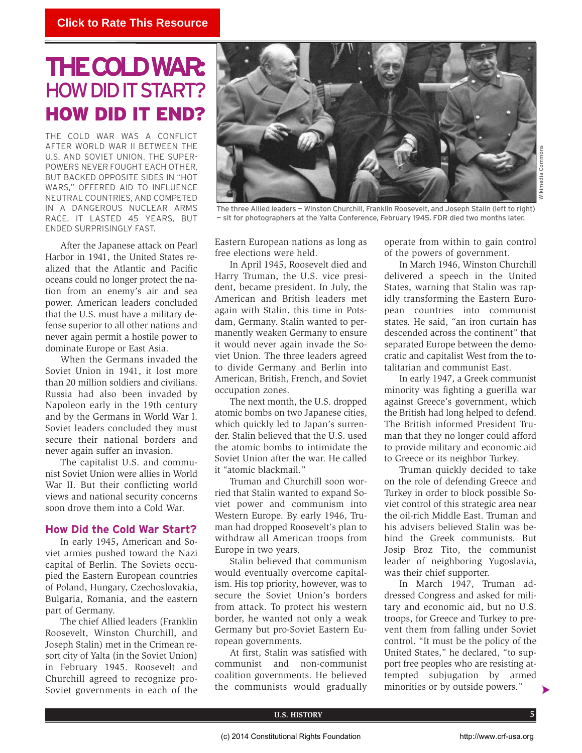Click to Rate This Resource

# THE COLD WAR: HOW DID IT START? HOW DID IT END?

THE COLD WAR WAS A CONFLICT AFTER WORLD WAR II BETWEEN THE U.S. AND SOVIET UNION. THE SUPERPOWERS NEVER FOUGHT EACH OTHER, BUT BACKED OPPOSITE SIDES IN "HOT WARS," OFFERED AID TO INFLUENCE NEUTRAL COUNTRIES, AND COMPETED IN A DANGEROUS NUCLEAR ARMS RACE. IT LASTED 45 YEARS, BUT ENDED SURPRISINGLY FAST.

The three Allied leaders — Winston Churchill, Franklin Roosevelt, and Joseph Stalin (left to right) — sit for photographers at the Yalta Conference, February 1945. FDR died two months later.

After the Japanese attack on Pearl Harbor in 1941, the United States realized that the Atlantic and Pacific oceans could no longer protect the nation from an enemy's air and sea power. American leaders concluded that the U.S. must have a military defense superior to all other nations and never again permit a hostile power to dominate Europe or East Asia.

When the Germans invaded the Soviet Union in 1941, it lost more than 20 million soldiers and civilians. Russia had also been invaded by Napoleon early in the 19th century and by the Germans in World War I. Soviet leaders concluded they must secure their national borders and never again suffer an invasion.

The capitalist U.S. and communist Soviet Union were allies in World War II. But their conflicting world views and national security concerns soon drove them into a Cold War.

## How Did the Cold War Start?

In early 1945, American and Soviet armies pushed toward the Nazi capital of Berlin. The Soviets occupied the Eastern European countries of Poland, Hungary, Czechoslovakia, Bulgaria, Romania, and the eastern part of Germany.

The chief Allied leaders (Franklin Roosevelt, Winston Churchill, and Joseph Stalin) met in the Crimean resort city of Yalta (in the Soviet Union) in February 1945. Roosevelt and Churchill agreed to recognize pro-Soviet governments in each of the Eastern European nations as long as free elections were held.

In April 1945, Roosevelt died and Harry Truman, the U.S. vice president, became president. In July, the American and British leaders met again with Stalin, this time in Potsdam, Germany. Stalin wanted to permanently weaken Germany to ensure it would never again invade the Soviet Union. The three leaders agreed to divide Germany and Berlin into American, British, French, and Soviet occupation zones.

The next month, the U.S. dropped atomic bombs on two Japanese cities, which quickly led to Japan's surrender. Stalin believed that the U.S. used the atomic bombs to intimidate the Soviet Union after the war. He called it "atomic blackmail."

Truman and Churchill soon worried that Stalin wanted to expand Soviet power and communism into Western Europe. By early 1946, Truman had dropped Roosevelt's plan to withdraw all American troops from Europe in two years.

Stalin believed that communism would eventually overcome capitalism. His top priority, however, was to secure the Soviet Union's borders from attack. To protect his western border, he wanted not only a weak Germany but pro-Soviet Eastern European governments.

At first, Stalin was satisfied with communist and non-communist coalition governments. He believed the communists would gradually operate from within to gain control of the powers of government.

In March 1946, Winston Churchill delivered a speech in the United States, warning that Stalin was rapidly transforming the Eastern European countries into communist states. He said, "an iron curtain has descended across the continent" that separated Europe between the democratic and capitalist West from the totalitarian and communist East.

In early 1947, a Greek communist minority was fighting a guerilla war against Greece's government, which the British had long helped to defend. The British informed President Truman that they no longer could afford to provide military and economic aid to Greece or its neighbor Turkey.

Truman quickly decided to take on the role of defending Greece and Turkey in order to block possible Soviet control of this strategic area near the oil-rich Middle East. Truman and his advisers believed Stalin was behind the Greek communists. But Josip Broz Tito, the communist leader of neighboring Yugoslavia, was their chief supporter.

In March 1947, Truman addressed Congress and asked for military and economic aid, but no U.S. troops, for Greece and Turkey to prevent them from falling under Soviet control. "It must be the policy of the United States," he declared, "to support free peoples who are resisting attempted subjugation by armed minorities or by outside powers."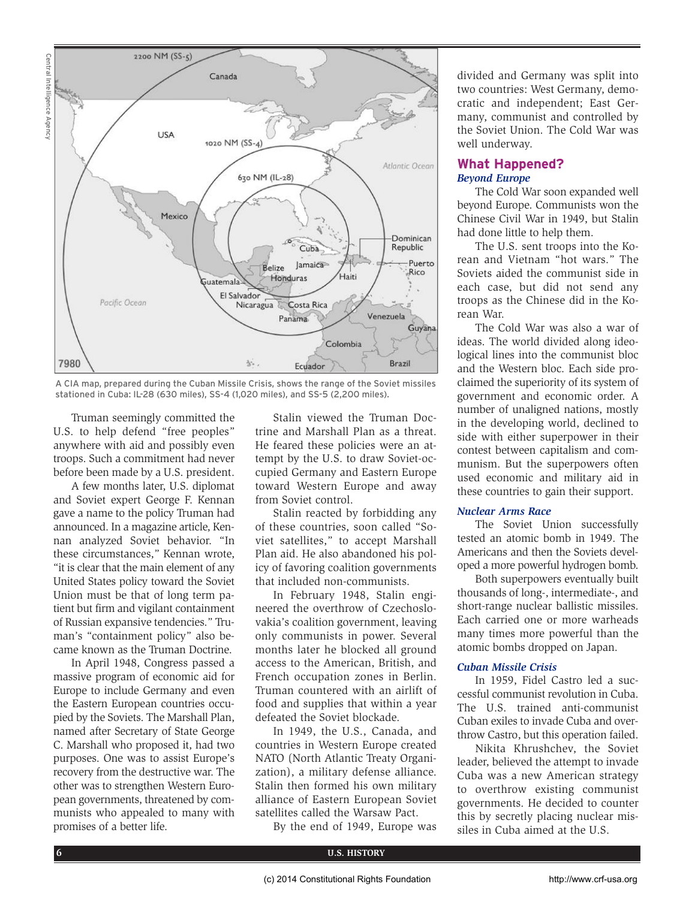A CIA map, prepared during the Cuban Missile Crisis, shows the range of the Soviet missiles stationed in Cuba: IL-28 (630 miles), SS-4 (1,020 miles), and SS-5 (2,200 miles).

Truman seemingly committed the U.S. to help defend "free peoples" anywhere with aid and possibly even troops. Such a commitment had never before been made by a U.S. president.

A few months later, U.S. diplomat and Soviet expert George F. Kennan gave a name to the policy Truman had announced. In a magazine article, Kennan analyzed Soviet behavior. "In these circumstances," Kennan wrote, "it is clear that the main element of any United States policy toward the Soviet Union must be that of long term patient but firm and vigilant containment of Russian expansive tendencies." Truman's "containment policy" also became known as the Truman Doctrine.

In April 1948, Congress passed a massive program of economic aid for Europe to include Germany and even the Eastern European countries occupied by the Soviets. The Marshall Plan, named after Secretary of State George C. Marshall who proposed it, had two purposes. One was to assist Europe's recovery from the destructive war. The other was to strengthen Western European governments, threatened by communists who appealed to many with promises of a better life.

Stalin viewed the Truman Doctrine and Marshall Plan as a threat. He feared these policies were an attempt by the U.S. to draw Soviet-occupied Germany and Eastern Europe toward Western Europe and away from Soviet control.

Stalin reacted by forbidding any of these countries, soon called "Soviet satellites," to accept Marshall Plan aid. He also abandoned his policy of favoring coalition governments that included non-communists.

In February 1948, Stalin engineered the overthrow of Czechoslovakia's coalition government, leaving only communists in power. Several months later he blocked all ground access to the American, British, and French occupation zones in Berlin. Truman countered with an airlift of food and supplies that within a year defeated the Soviet blockade.

In 1949, the U.S., Canada, and countries in Western Europe created NATO (North Atlantic Treaty Organization), a military defense alliance. Stalin then formed his own military alliance of Eastern European Soviet satellites called the Warsaw Pact.

By the end of 1949, Europe was divided and Germany was split into two countries: West Germany, democratic and independent; East Germany, communist and controlled by the Soviet Union. The Cold War was well underway.

## What Happened?

### *Beyond Europe*

The Cold War soon expanded well beyond Europe. Communists won the Chinese Civil War in 1949, but Stalin had done little to help them.

The U.S. sent troops into the Korean and Vietnam "hot wars." The Soviets aided the communist side in each case, but did not send any troops as the Chinese did in the Korean War.

The Cold War was also a war of ideas. The world divided along ideological lines into the communist bloc and the Western bloc. Each side proclaimed the superiority of its system of government and economic order. A number of unaligned nations, mostly in the developing world, declined to side with either superpower in their contest between capitalism and communism. But the superpowers often used economic and military aid in these countries to gain their support.

### *Nuclear Arms Race*

The Soviet Union successfully tested an atomic bomb in 1949. The Americans and then the Soviets developed a more powerful hydrogen bomb.

Both superpowers eventually built thousands of long-, intermediate-, and short-range nuclear ballistic missiles. Each carried one or more warheads many times more powerful than the atomic bombs dropped on Japan.

### *Cuban Missile Crisis*

In 1959, Fidel Castro led a successful communist revolution in Cuba. The U.S. trained anti-communist Cuban exiles to invade Cuba and overthrow Castro, but this operation failed.

Nikita Khrushchev, the Soviet leader, believed the attempt to invade Cuba was a new American strategy to overthrow existing communist governments. He decided to counter this by secretly placing nuclear missiles in Cuba aimed at the U.S.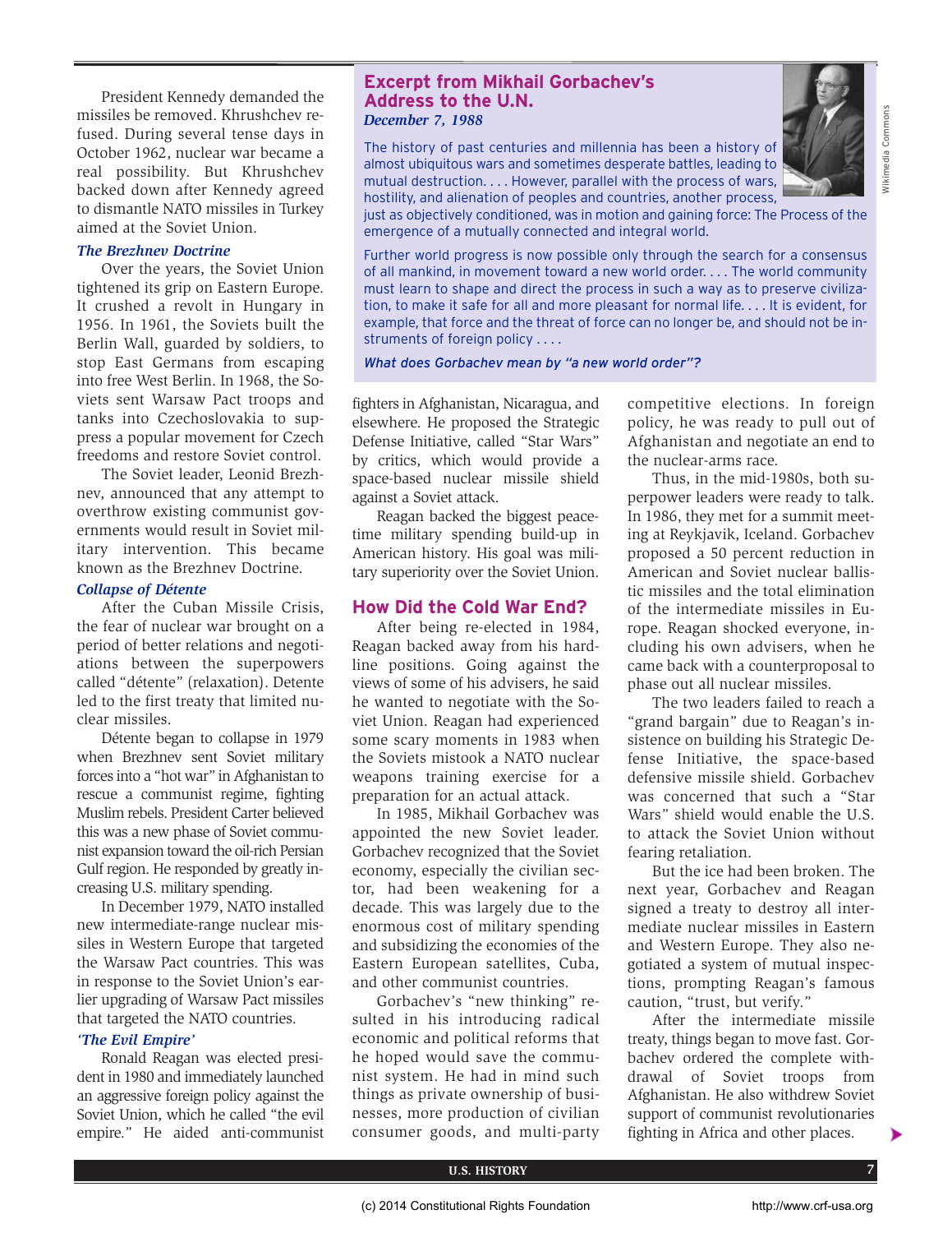President Kennedy demanded the missiles be removed. Khrushchev refused. During several tense days in October 1962, nuclear war became a real possibility. But Khrushchev backed down after Kennedy agreed to dismantle NATO missiles in Turkey aimed at the Soviet Union.

### *The Brezhnev Doctrine*

Over the years, the Soviet Union tightened its grip on Eastern Europe. It crushed a revolt in Hungary in 1956. In 1961, the Soviets built the Berlin Wall, guarded by soldiers, to stop East Germans from escaping into free West Berlin. In 1968, the Soviets sent Warsaw Pact troops and tanks into Czechoslovakia to suppress a popular movement for Czech freedoms and restore Soviet control.

The Soviet leader, Leonid Brezhnev, announced that any attempt to overthrow existing communist governments would result in Soviet military intervention. This became known as the Brezhnev Doctrine.

### *Collapse of Détente*

After the Cuban Missile Crisis, the fear of nuclear war brought on a period of better relations and negotiations between the superpowers called "détente" (relaxation). Detente led to the first treaty that limited nuclear missiles.

Détente began to collapse in 1979 when Brezhnev sent Soviet military forces into a "hot war" in Afghanistan to rescue a communist regime, fighting Muslim rebels. President Carter believed this was a new phase of Soviet communist expansion toward the oil-rich Persian Gulf region. He responded by greatly increasing U.S. military spending.

In December 1979, NATO installed new intermediate-range nuclear missiles in Western Europe that targeted the Warsaw Pact countries. This was in response to the Soviet Union's earlier upgrading of Warsaw Pact missiles that targeted the NATO countries.

### *'The Evil Empire'*

Ronald Reagan was elected president in 1980 and immediately launched an aggressive foreign policy against the Soviet Union, which he called "the evil empire." He aided anti-communist fighters in Afghanistan, Nicaragua, and elsewhere. He proposed the Strategic Defense Initiative, called "Star Wars" by critics, which would provide a space-based nuclear missile shield against a Soviet attack.

Reagan backed the biggest peacetime military spending build-up in American history. His goal was military superiority over the Soviet Union.

## How Did the Cold War End?

After being re-elected in 1984, Reagan backed away from his hardline positions. Going against the views of some of his advisers, he said he wanted to negotiate with the Soviet Union. Reagan had experienced some scary moments in 1983 when the Soviets mistook a NATO nuclear weapons training exercise for a preparation for an actual attack.

In 1985, Mikhail Gorbachev was appointed the new Soviet leader. Gorbachev recognized that the Soviet economy, especially the civilian sector, had been weakening for a decade. This was largely due to the enormous cost of military spending and subsidizing the economies of the Eastern European satellites, Cuba, and other communist countries.

Gorbachev's "new thinking" resulted in his introducing radical economic and political reforms that he hoped would save the communist system. He had in mind such things as private ownership of businesses, more production of civilian consumer goods, and multi-party competitive elections. In foreign policy, he was ready to pull out of Afghanistan and negotiate an end to the nuclear-arms race.

Thus, in the mid-1980s, both superpower leaders were ready to talk. In 1986, they met for a summit meeting at Reykjavik, Iceland. Gorbachev proposed a 50 percent reduction in American and Soviet nuclear ballistic missiles and the total elimination of the intermediate missiles in Europe. Reagan shocked everyone, including his own advisers, when he came back with a counterproposal to phase out all nuclear missiles.

The two leaders failed to reach a "grand bargain" due to Reagan's insistence on building his Strategic Defense Initiative, the space-based defensive missile shield. Gorbachev was concerned that such a "Star Wars" shield would enable the U.S. to attack the Soviet Union without fearing retaliation.

But the ice had been broken. The next year, Gorbachev and Reagan signed a treaty to destroy all intermediate nuclear missiles in Eastern and Western Europe. They also negotiated a system of mutual inspections, prompting Reagan's famous caution, "trust, but verify."

After the intermediate missile treaty, things began to move fast. Gorbachev ordered the complete withdrawal of Soviet troops from Afghanistan. He also withdrew Soviet support of communist revolutionaries fighting in Africa and other places.

---

## Excerpt from Mikhail Gorbachev's Address to the U.N.

***December 7, 1988***

The history of past centuries and millennia has been a history of almost ubiquitous wars and sometimes desperate battles, leading to mutual destruction. . . . However, parallel with the process of wars, hostility, and alienation of peoples and countries, another process, just as objectively conditioned, was in motion and gaining force: The Process of the emergence of a mutually connected and integral world.

Further world progress is now possible only through the search for a consensus of all mankind, in movement toward a new world order. . . . The world community must learn to shape and direct the process in such a way as to preserve civilization, to make it safe for all and more pleasant for normal life. . . . It is evident, for example, that force and the threat of force can no longer be, and should not be instruments of foreign policy . . . .

*What does Gorbachev mean by "a new world order"?*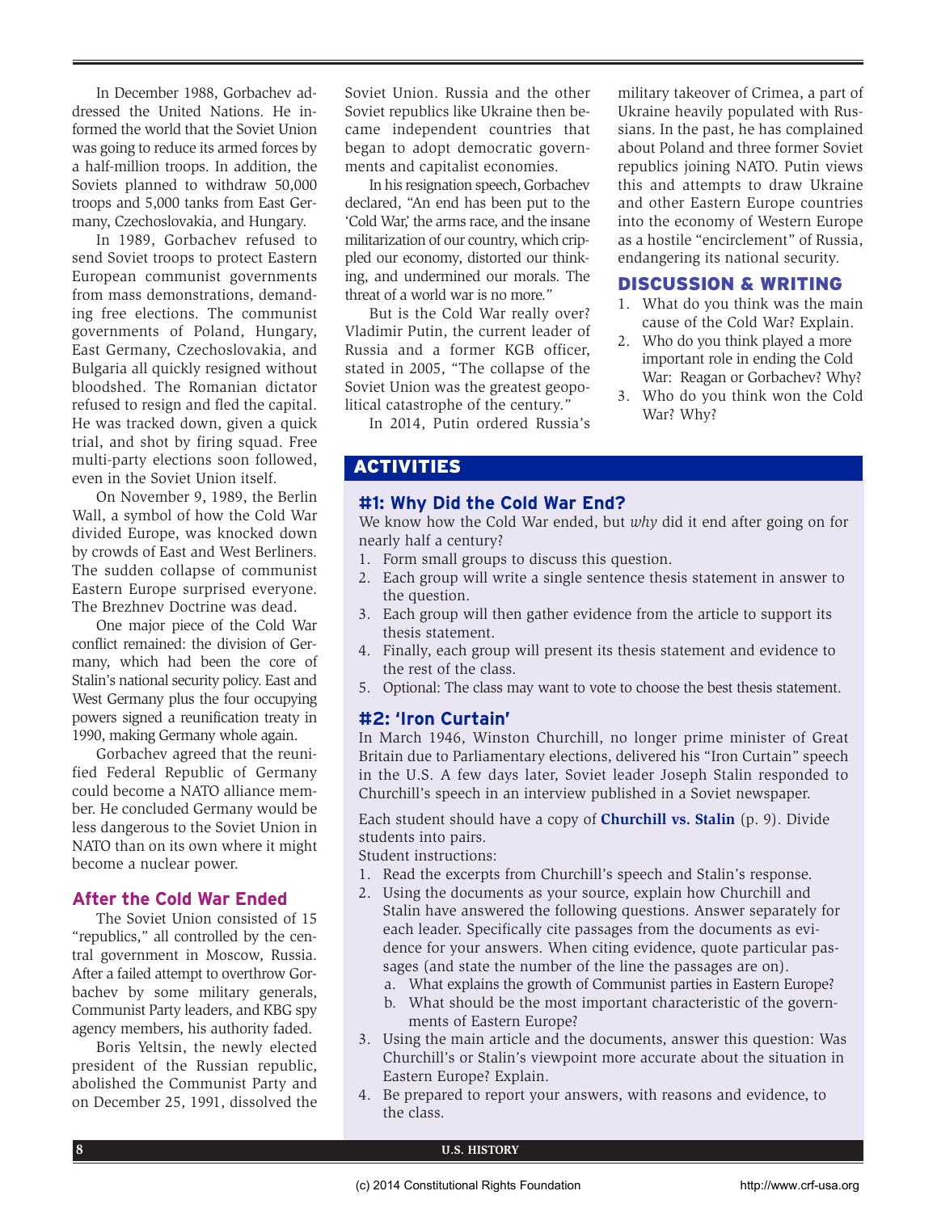In December 1988, Gorbachev addressed the United Nations. He informed the world that the Soviet Union was going to reduce its armed forces by a half-million troops. In addition, the Soviets planned to withdraw 50,000 troops and 5,000 tanks from East Germany, Czechoslovakia, and Hungary.

In 1989, Gorbachev refused to send Soviet troops to protect Eastern European communist governments from mass demonstrations, demanding free elections. The communist governments of Poland, Hungary, East Germany, Czechoslovakia, and Bulgaria all quickly resigned without bloodshed. The Romanian dictator refused to resign and fled the capital. He was tracked down, given a quick trial, and shot by firing squad. Free multi-party elections soon followed, even in the Soviet Union itself.

On November 9, 1989, the Berlin Wall, a symbol of how the Cold War divided Europe, was knocked down by crowds of East and West Berliners. The sudden collapse of communist Eastern Europe surprised everyone. The Brezhnev Doctrine was dead.

One major piece of the Cold War conflict remained: the division of Germany, which had been the core of Stalin's national security policy. East and West Germany plus the four occupying powers signed a reunification treaty in 1990, making Germany whole again.

Gorbachev agreed that the reunified Federal Republic of Germany could become a NATO alliance member. He concluded Germany would be less dangerous to the Soviet Union in NATO than on its own where it might become a nuclear power.

## After the Cold War Ended

The Soviet Union consisted of 15 "republics," all controlled by the central government in Moscow, Russia. After a failed attempt to overthrow Gorbachev by some military generals, Communist Party leaders, and KBG spy agency members, his authority faded.

Boris Yeltsin, the newly elected president of the Russian republic, abolished the Communist Party and on December 25, 1991, dissolved the Soviet Union. Russia and the other Soviet republics like Ukraine then became independent countries that began to adopt democratic governments and capitalist economies.

In his resignation speech, Gorbachev declared, "An end has been put to the 'Cold War,' the arms race, and the insane militarization of our country, which crippled our economy, distorted our thinking, and undermined our morals. The threat of a world war is no more."

But is the Cold War really over? Vladimir Putin, the current leader of Russia and a former KGB officer, stated in 2005, "The collapse of the Soviet Union was the greatest geopolitical catastrophe of the century."

In 2014, Putin ordered Russia's military takeover of Crimea, a part of Ukraine heavily populated with Russians. In the past, he has complained about Poland and three former Soviet republics joining NATO. Putin views this and attempts to draw Ukraine and other Eastern Europe countries into the economy of Western Europe as a hostile "encirclement" of Russia, endangering its national security.

## DISCUSSION & WRITING

1. What do you think was the main cause of the Cold War? Explain.
2. Who do you think played a more important role in ending the Cold War: Reagan or Gorbachev? Why?
3. Who do you think won the Cold War? Why?

## ACTIVITIES

### #1: Why Did the Cold War End?

We know how the Cold War ended, but *why* did it end after going on for nearly half a century?

1. Form small groups to discuss this question.
2. Each group will write a single sentence thesis statement in answer to the question.
3. Each group will then gather evidence from the article to support its thesis statement.
4. Finally, each group will present its thesis statement and evidence to the rest of the class.
5. Optional: The class may want to vote to choose the best thesis statement.

### #2: 'Iron Curtain'

In March 1946, Winston Churchill, no longer prime minister of Great Britain due to Parliamentary elections, delivered his "Iron Curtain" speech in the U.S. A few days later, Soviet leader Joseph Stalin responded to Churchill's speech in an interview published in a Soviet newspaper.

Each student should have a copy of **Churchill vs. Stalin** (p. 9). Divide students into pairs.

Student instructions:

1. Read the excerpts from Churchill's speech and Stalin's response.
2. Using the documents as your source, explain how Churchill and Stalin have answered the following questions. Answer separately for each leader. Specifically cite passages from the documents as evidence for your answers. When citing evidence, quote particular passages (and state the number of the line the passages are on).
   a. What explains the growth of Communist parties in Eastern Europe?
   b. What should be the most important characteristic of the governments of Eastern Europe?
3. Using the main article and the documents, answer this question: Was Churchill's or Stalin's viewpoint more accurate about the situation in Eastern Europe? Explain.
4. Be prepared to report your answers, with reasons and evidence, to the class.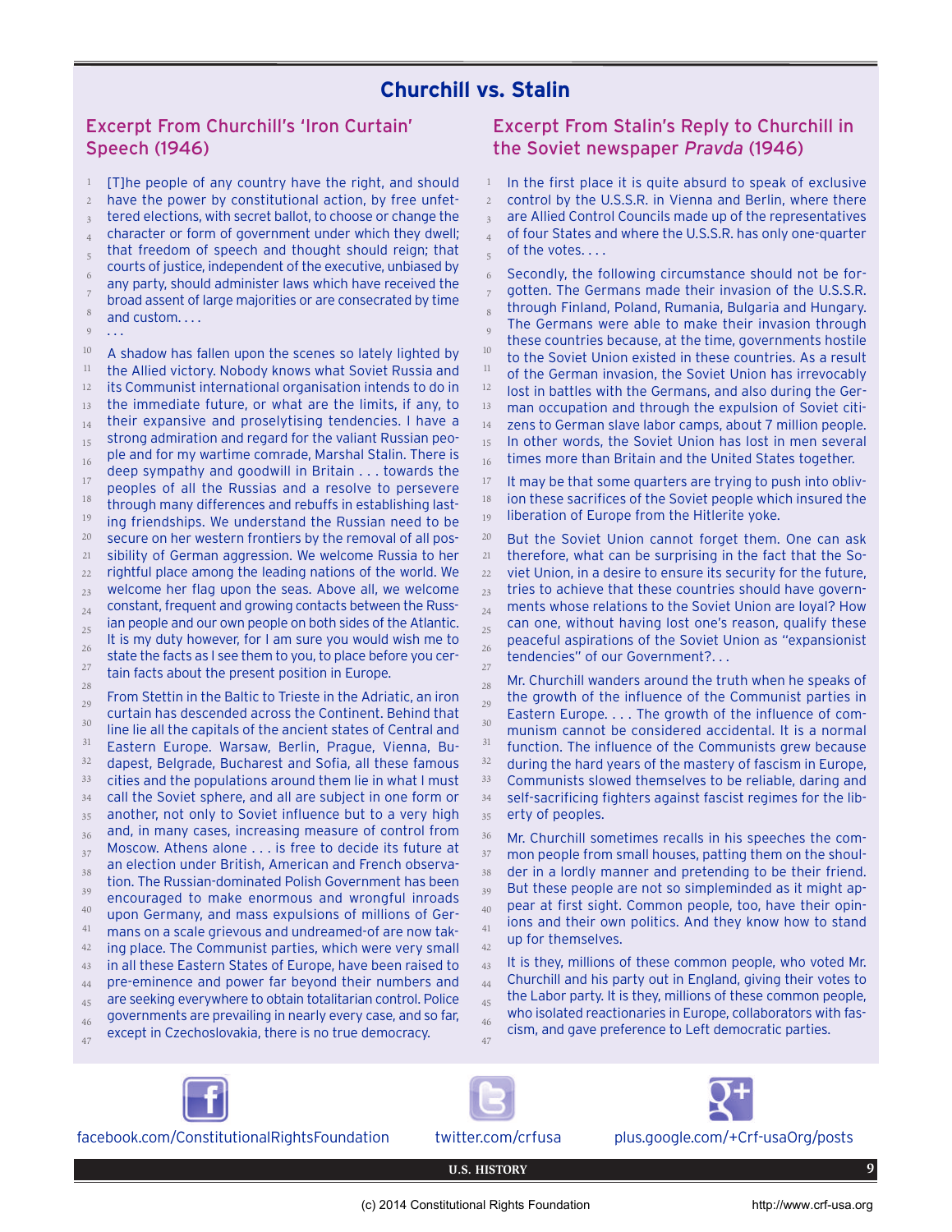## Churchill vs. Stalin

### Excerpt From Churchill's 'Iron Curtain' Speech (1946)

[T]he people of any country have the right, and should have the power by constitutional action, by free unfettered elections, with secret ballot, to choose or change the character or form of government under which they dwell; that freedom of speech and thought should reign; that courts of justice, independent of the executive, unbiased by any party, should administer laws which have received the broad assent of large majorities or are consecrated by time and custom. . . .

. . .

A shadow has fallen upon the scenes so lately lighted by the Allied victory. Nobody knows what Soviet Russia and its Communist international organisation intends to do in the immediate future, or what are the limits, if any, to their expansive and proselytising tendencies. I have a strong admiration and regard for the valiant Russian people and for my wartime comrade, Marshal Stalin. There is deep sympathy and goodwill in Britain . . . towards the peoples of all the Russias and a resolve to persevere through many differences and rebuffs in establishing lasting friendships. We understand the Russian need to be secure on her western frontiers by the removal of all possibility of German aggression. We welcome Russia to her rightful place among the leading nations of the world. We welcome her flag upon the seas. Above all, we welcome constant, frequent and growing contacts between the Russian people and our own people on both sides of the Atlantic. It is my duty however, for I am sure you would wish me to state the facts as I see them to you, to place before you certain facts about the present position in Europe.

From Stettin in the Baltic to Trieste in the Adriatic, an iron curtain has descended across the Continent. Behind that line lie all the capitals of the ancient states of Central and Eastern Europe. Warsaw, Berlin, Prague, Vienna, Budapest, Belgrade, Bucharest and Sofia, all these famous cities and the populations around them lie in what I must call the Soviet sphere, and all are subject in one form or another, not only to Soviet influence but to a very high and, in many cases, increasing measure of control from Moscow. Athens alone . . . is free to decide its future at an election under British, American and French observation. The Russian-dominated Polish Government has been encouraged to make enormous and wrongful inroads upon Germany, and mass expulsions of millions of Germans on a scale grievous and undreamed-of are now taking place. The Communist parties, which were very small in all these Eastern States of Europe, have been raised to pre-eminence and power far beyond their numbers and are seeking everywhere to obtain totalitarian control. Police governments are prevailing in nearly every case, and so far, except in Czechoslovakia, there is no true democracy.

### Excerpt From Stalin's Reply to Churchill in the Soviet newspaper *Pravda* (1946)

In the first place it is quite absurd to speak of exclusive control by the U.S.S.R. in Vienna and Berlin, where there are Allied Control Councils made up of the representatives of four States and where the U.S.S.R. has only one-quarter of the votes. . . .

Secondly, the following circumstance should not be forgotten. The Germans made their invasion of the U.S.S.R. through Finland, Poland, Rumania, Bulgaria and Hungary. The Germans were able to make their invasion through these countries because, at the time, governments hostile to the Soviet Union existed in these countries. As a result of the German invasion, the Soviet Union has irrevocably lost in battles with the Germans, and also during the German occupation and through the expulsion of Soviet citizens to German slave labor camps, about 7 million people. In other words, the Soviet Union has lost in men several times more than Britain and the United States together.

It may be that some quarters are trying to push into oblivion these sacrifices of the Soviet people which insured the liberation of Europe from the Hitlerite yoke.

But the Soviet Union cannot forget them. One can ask therefore, what can be surprising in the fact that the Soviet Union, in a desire to ensure its security for the future, tries to achieve that these countries should have governments whose relations to the Soviet Union are loyal? How can one, without having lost one's reason, qualify these peaceful aspirations of the Soviet Union as "expansionist tendencies" of our Government?. . .

Mr. Churchill wanders around the truth when he speaks of the growth of the influence of the Communist parties in Eastern Europe. . . . The growth of the influence of communism cannot be considered accidental. It is a normal function. The influence of the Communists grew because during the hard years of the mastery of fascism in Europe, Communists slowed themselves to be reliable, daring and self-sacrificing fighters against fascist regimes for the liberty of peoples.

Mr. Churchill sometimes recalls in his speeches the common people from small houses, patting them on the shoulder in a lordly manner and pretending to be their friend. But these people are not so simpleminded as it might appear at first sight. Common people, too, have their opinions and their own politics. And they know how to stand up for themselves.

It is they, millions of these common people, who voted Mr. Churchill and his party out in England, giving their votes to the Labor party. It is they, millions of these common people, who isolated reactionaries in Europe, collaborators with fascism, and gave preference to Left democratic parties.

facebook.com/ConstitutionalRightsFoundation

twitter.com/crfusa

plus.google.com/+Crf-usaOrg/posts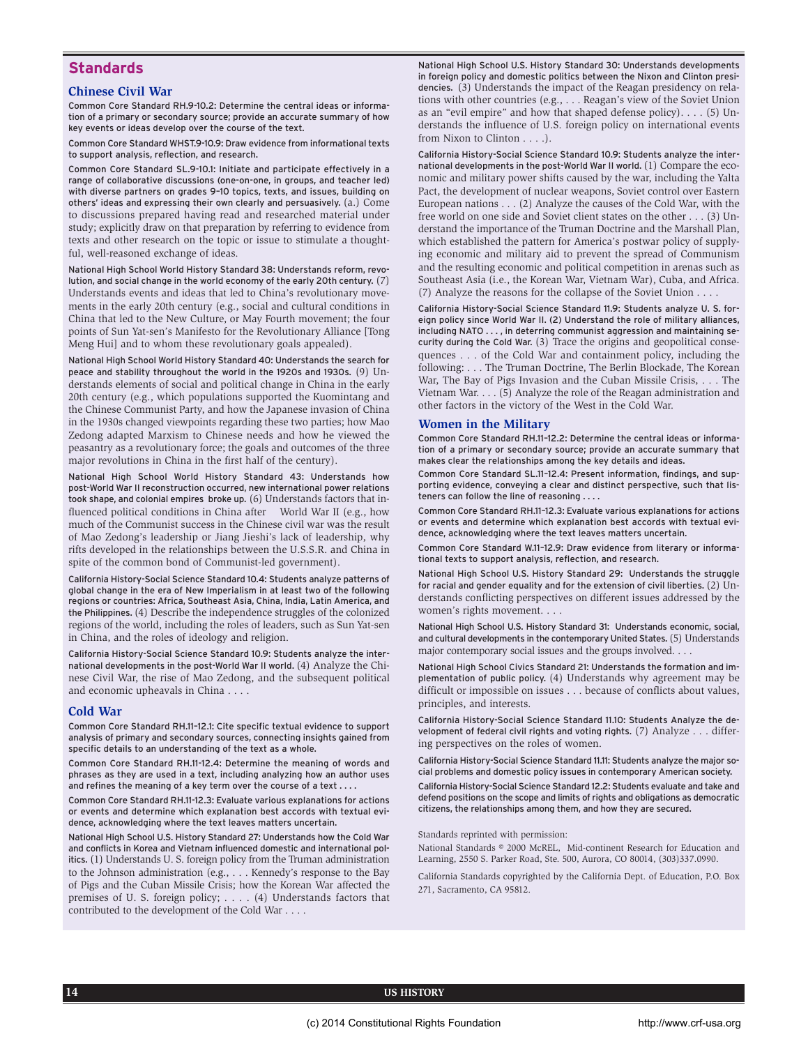## Standards

### Chinese Civil War

**Common Core Standard RH.9-10.2: Determine the central ideas or information of a primary or secondary source; provide an accurate summary of how key events or ideas develop over the course of the text.**

**Common Core Standard WHST.9-10.9: Draw evidence from informational texts to support analysis, reflection, and research.**

**Common Core Standard SL.9-10.1: Initiate and participate effectively in a range of collaborative discussions (one-on-one, in groups, and teacher led) with diverse partners on grades 9–10 topics, texts, and issues, building on others' ideas and expressing their own clearly and persuasively.** (a.) Come to discussions prepared having read and researched material under study; explicitly draw on that preparation by referring to evidence from texts and other research on the topic or issue to stimulate a thoughtful, well-reasoned exchange of ideas.

**National High School World History Standard 38: Understands reform, revolution, and social change in the world economy of the early 20th century.** (7) Understands events and ideas that led to China's revolutionary movements in the early 20th century (e.g., social and cultural conditions in China that led to the New Culture, or May Fourth movement; the four points of Sun Yat-sen's Manifesto for the Revolutionary Alliance [Tong Meng Hui] and to whom these revolutionary goals appealed).

**National High School World History Standard 40: Understands the search for peace and stability throughout the world in the 1920s and 1930s.** (9) Understands elements of social and political change in China in the early 20th century (e.g., which populations supported the Kuomintang and the Chinese Communist Party, and how the Japanese invasion of China in the 1930s changed viewpoints regarding these two parties; how Mao Zedong adapted Marxism to Chinese needs and how he viewed the peasantry as a revolutionary force; the goals and outcomes of the three major revolutions in China in the first half of the century).

**National High School World History Standard 43: Understands how post-World War II reconstruction occurred, new international power relations took shape, and colonial empires broke up.** (6) Understands factors that influenced political conditions in China after World War II (e.g., how much of the Communist success in the Chinese civil war was the result of Mao Zedong's leadership or Jiang Jieshi's lack of leadership, why rifts developed in the relationships between the U.S.S.R. and China in spite of the common bond of Communist-led government).

**California History-Social Science Standard 10.4: Students analyze patterns of global change in the era of New Imperialism in at least two of the following regions or countries: Africa, Southeast Asia, China, India, Latin America, and the Philippines.** (4) Describe the independence struggles of the colonized regions of the world, including the roles of leaders, such as Sun Yat-sen in China, and the roles of ideology and religion.

**California History-Social Science Standard 10.9: Students analyze the international developments in the post-World War II world.** (4) Analyze the Chinese Civil War, the rise of Mao Zedong, and the subsequent political and economic upheavals in China . . . .

### Cold War

**Common Core Standard RH.11-12.1: Cite specific textual evidence to support analysis of primary and secondary sources, connecting insights gained from specific details to an understanding of the text as a whole.**

**Common Core Standard RH.11-12.4: Determine the meaning of words and phrases as they are used in a text, including analyzing how an author uses and refines the meaning of a key term over the course of a text . . . .**

**Common Core Standard RH.11-12.3: Evaluate various explanations for actions or events and determine which explanation best accords with textual evidence, acknowledging where the text leaves matters uncertain.**

**National High School U.S. History Standard 27: Understands how the Cold War and conflicts in Korea and Vietnam influenced domestic and international politics.** (1) Understands U. S. foreign policy from the Truman administration to the Johnson administration (e.g., . . . Kennedy's response to the Bay of Pigs and the Cuban Missile Crisis; how the Korean War affected the premises of U. S. foreign policy; . . . . (4) Understands factors that contributed to the development of the Cold War . . . .

**National High School U.S. History Standard 30: Understands developments in foreign policy and domestic politics between the Nixon and Clinton presidencies.** (3) Understands the impact of the Reagan presidency on relations with other countries (e.g., . . . Reagan's view of the Soviet Union as an "evil empire" and how that shaped defense policy). . . . (5) Understands the influence of U.S. foreign policy on international events from Nixon to Clinton . . . .).

**California History-Social Science Standard 10.9: Students analyze the international developments in the post-World War II world.** (1) Compare the economic and military power shifts caused by the war, including the Yalta Pact, the development of nuclear weapons, Soviet control over Eastern European nations . . . (2) Analyze the causes of the Cold War, with the free world on one side and Soviet client states on the other . . . (3) Understand the importance of the Truman Doctrine and the Marshall Plan, which established the pattern for America's postwar policy of supplying economic and military aid to prevent the spread of Communism and the resulting economic and political competition in arenas such as Southeast Asia (i.e., the Korean War, Vietnam War), Cuba, and Africa. (7) Analyze the reasons for the collapse of the Soviet Union . . . .

**California History-Social Science Standard 11.9: Students analyze U. S. foreign policy since World War II. (2) Understand the role of military alliances, including NATO . . . , in deterring communist aggression and maintaining security during the Cold War.** (3) Trace the origins and geopolitical consequences . . . of the Cold War and containment policy, including the following: . . . The Truman Doctrine, The Berlin Blockade, The Korean War, The Bay of Pigs Invasion and the Cuban Missile Crisis, . . . The Vietnam War. . . . (5) Analyze the role of the Reagan administration and other factors in the victory of the West in the Cold War.

### Women in the Military

**Common Core Standard RH.11-12.2: Determine the central ideas or information of a primary or secondary source; provide an accurate summary that makes clear the relationships among the key details and ideas.**

**Common Core Standard SL.11-12.4: Present information, findings, and supporting evidence, conveying a clear and distinct perspective, such that listeners can follow the line of reasoning . . . .**

**Common Core Standard RH.11-12.3: Evaluate various explanations for actions or events and determine which explanation best accords with textual evidence, acknowledging where the text leaves matters uncertain.**

**Common Core Standard W.11-12.9: Draw evidence from literary or informational texts to support analysis, reflection, and research.**

**National High School U.S. History Standard 29: Understands the struggle for racial and gender equality and for the extension of civil liberties.** (2) Understands conflicting perspectives on different issues addressed by the women's rights movement. . . .

**National High School U.S. History Standard 31: Understands economic, social, and cultural developments in the contemporary United States.** (5) Understands major contemporary social issues and the groups involved. . . .

**National High School Civics Standard 21: Understands the formation and implementation of public policy.** (4) Understands why agreement may be difficult or impossible on issues . . . because of conflicts about values, principles, and interests.

**California History-Social Science Standard 11.10: Students Analyze the development of federal civil rights and voting rights.** (7) Analyze . . . differing perspectives on the roles of women.

**California History-Social Science Standard 11.11: Students analyze the major social problems and domestic policy issues in contemporary American society.**

**California History-Social Science Standard 12.2: Students evaluate and take and defend positions on the scope and limits of rights and obligations as democratic citizens, the relationships among them, and how they are secured.**

Standards reprinted with permission:

National Standards © 2000 McREL, Mid-continent Research for Education and Learning, 2550 S. Parker Road, Ste. 500, Aurora, CO 80014, (303)337.0990.

California Standards copyrighted by the California Dept. of Education, P.O. Box 271, Sacramento, CA 95812.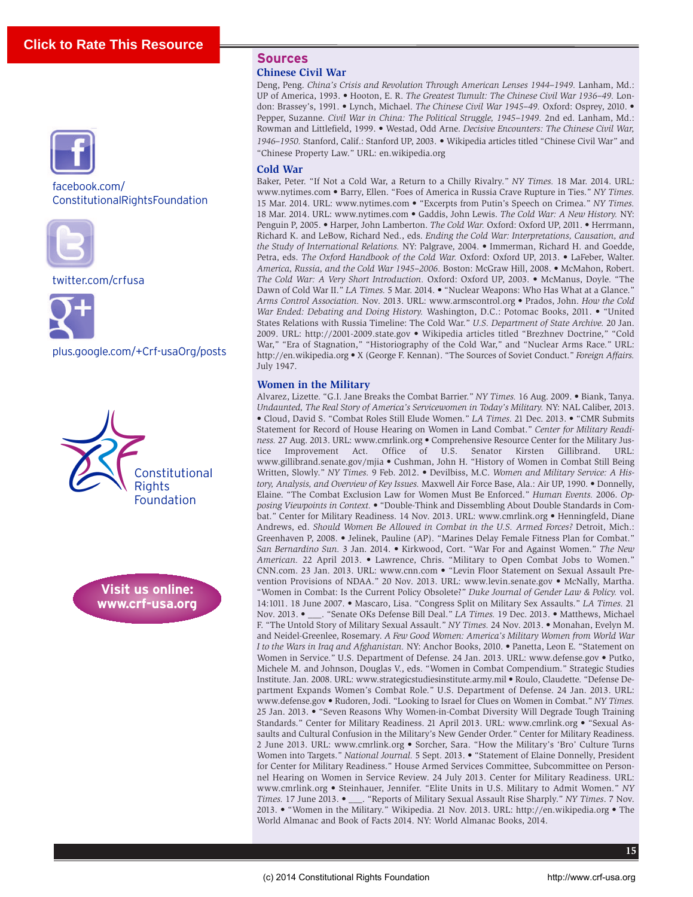Click to Rate This Resource

facebook.com/ConstitutionalRightsFoundation

twitter.com/crfusa

plus.google.com/+Crf-usaOrg/posts

Constitutional Rights Foundation

Visit us online: www.crf-usa.org

## Sources

### Chinese Civil War

Deng, Peng. *China's Crisis and Revolution Through American Lenses 1944–1949.* Lanham, Md.: UP of America, 1993. • Hooton, E. R. *The Greatest Tumult: The Chinese Civil War 1936–49.* London: Brassey's, 1991. • Lynch, Michael. *The Chinese Civil War 1945–49.* Oxford: Osprey, 2010. • Pepper, Suzanne. *Civil War in China: The Political Struggle, 1945–1949.* 2nd ed. Lanham, Md.: Rowman and Littlefield, 1999. • Westad, Odd Arne. *Decisive Encounters: The Chinese Civil War, 1946–1950.* Stanford, Calif.: Stanford UP, 2003. • Wikipedia articles titled "Chinese Civil War" and "Chinese Property Law." URL: en.wikipedia.org

### Cold War

Baker, Peter. "If Not a Cold War, a Return to a Chilly Rivalry." *NY Times.* 18 Mar. 2014. URL: www.nytimes.com • Barry, Ellen. "Foes of America in Russia Crave Rupture in Ties." *NY Times.* 15 Mar. 2014. URL: www.nytimes.com • "Excerpts from Putin's Speech on Crimea." *NY Times.* 18 Mar. 2014. URL: www.nytimes.com • Gaddis, John Lewis. *The Cold War: A New History.* NY: Penguin P, 2005. • Harper, John Lamberton. *The Cold War.* Oxford: Oxford UP, 2011. • Herrmann, Richard K. and LeBow, Richard Ned., eds. *Ending the Cold War: Interpretations, Causation, and the Study of International Relations.* NY: Palgrave, 2004. • Immerman, Richard H. and Goedde, Petra, eds. *The Oxford Handbook of the Cold War.* Oxford: Oxford UP, 2013. • LaFeber, Walter. *America, Russia, and the Cold War 1945–2006.* Boston: McGraw Hill, 2008. • McMahon, Robert. *The Cold War: A Very Short Introduction.* Oxford: Oxford UP, 2003. • McManus, Doyle. "The Dawn of Cold War II." *LA Times.* 5 Mar. 2014. • "Nuclear Weapons: Who Has What at a Glance." *Arms Control Association.* Nov. 2013. URL: www.armscontrol.org • Prados, John. *How the Cold War Ended: Debating and Doing History.* Washington, D.C.: Potomac Books, 2011. • "United States Relations with Russia Timeline: The Cold War." *U.S. Department of State Archive.* 20 Jan. 2009. URL: http://2001-2009.state.gov • Wikipedia articles titled "Brezhnev Doctrine," "Cold War," "Era of Stagnation," "Historiography of the Cold War," and "Nuclear Arms Race." URL: http://en.wikipedia.org • X (George F. Kennan). "The Sources of Soviet Conduct." *Foreign Affairs.* July 1947.

### Women in the Military

Alvarez, Lizette. "G.I. Jane Breaks the Combat Barrier." *NY Times.* 16 Aug. 2009. • Biank, Tanya. *Undaunted, The Real Story of America's Servicewomen in Today's Military.* NY: NAL Caliber, 2013. • Cloud, David S. "Combat Roles Still Elude Women." *LA Times.* 21 Dec. 2013. • "CMR Submits Statement for Record of House Hearing on Women in Land Combat." *Center for Military Readiness.* 27 Aug. 2013. URL: www.cmrlink.org • Comprehensive Resource Center for the Military Justice Improvement Act. Office of U.S. Senator Kirsten Gillibrand. URL: www.gillibrand.senate.gov/mjia • Cushman, John H. "History of Women in Combat Still Being Written, Slowly." *NY Times.* 9 Feb. 2012. • Devilbiss, M.C. *Women and Military Service: A History, Analysis, and Overview of Key Issues.* Maxwell Air Force Base, Ala.: Air UP, 1990. • Donnelly, Elaine. "The Combat Exclusion Law for Women Must Be Enforced." *Human Events.* 2006. *Opposing Viewpoints in Context.* • "Double-Think and Dissembling About Double Standards in Combat." Center for Military Readiness. 14 Nov. 2013. URL: www.cmrlink.org • Henningfeld, Diane Andrews, ed. *Should Women Be Allowed in Combat in the U.S. Armed Forces?* Detroit, Mich.: Greenhaven P, 2008. • Jelinek, Pauline (AP). "Marines Delay Female Fitness Plan for Combat." *San Bernardino Sun.* 3 Jan. 2014. • Kirkwood, Cort. "War For and Against Women." *The New American.* 22 April 2013. • Lawrence, Chris. "Military to Open Combat Jobs to Women." CNN.com. 23 Jan. 2013. URL: www.cnn.com • "Levin Floor Statement on Sexual Assault Prevention Provisions of NDAA." 20 Nov. 2013. URL: www.levin.senate.gov • McNally, Martha. "Women in Combat: Is the Current Policy Obsolete?" *Duke Journal of Gender Law & Policy.* vol. 14:1011. 18 June 2007. • Mascaro, Lisa. "Congress Split on Military Sex Assaults." *LA Times.* 21 Nov. 2013. • ___. "Senate OKs Defense Bill Deal." *LA Times.* 19 Dec. 2013. • Matthews, Michael F. "The Untold Story of Military Sexual Assault." *NY Times.* 24 Nov. 2013. • Monahan, Evelyn M. and Neidel-Greenlee, Rosemary. *A Few Good Women: America's Military Women from World War I to the Wars in Iraq and Afghanistan.* NY: Anchor Books, 2010. • Panetta, Leon E. "Statement on Women in Service." U.S. Department of Defense. 24 Jan. 2013. URL: www.defense.gov • Putko, Michele M. and Johnson, Douglas V., eds. "Women in Combat Compendium." Strategic Studies Institute. Jan. 2008. URL: www.strategicstudiesinstitute.army.mil • Roulo, Claudette. "Defense Department Expands Women's Combat Role." U.S. Department of Defense. 24 Jan. 2013. URL: www.defense.gov • Rudoren, Jodi. "Looking to Israel for Clues on Women in Combat." *NY Times.* 25 Jan. 2013. • "Seven Reasons Why Women-in-Combat Diversity Will Degrade Tough Training Standards." Center for Military Readiness. 21 April 2013. URL: www.cmrlink.org • "Sexual Assaults and Cultural Confusion in the Military's New Gender Order." Center for Military Readiness. 2 June 2013. URL: www.cmrlink.org • Sorcher, Sara. "How the Military's 'Bro' Culture Turns Women into Targets." *National Journal.* 5 Sept. 2013. • "Statement of Elaine Donnelly, President for Center for Military Readiness." House Armed Services Committee, Subcommittee on Personnel Hearing on Women in Service Review. 24 July 2013. Center for Military Readiness. URL: www.cmrlink.org • Steinhauer, Jennifer. "Elite Units in U.S. Military to Admit Women." *NY Times.* 17 June 2013. • ___. "Reports of Military Sexual Assault Rise Sharply." *NY Times.* 7 Nov. 2013. • "Women in the Military." Wikipedia. 21 Nov. 2013. URL: http://en.wikipedia.org • The World Almanac and Book of Facts 2014. NY: World Almanac Books, 2014.

(c) 2014 Constitutional Rights Foundation http://www.crf-usa.org